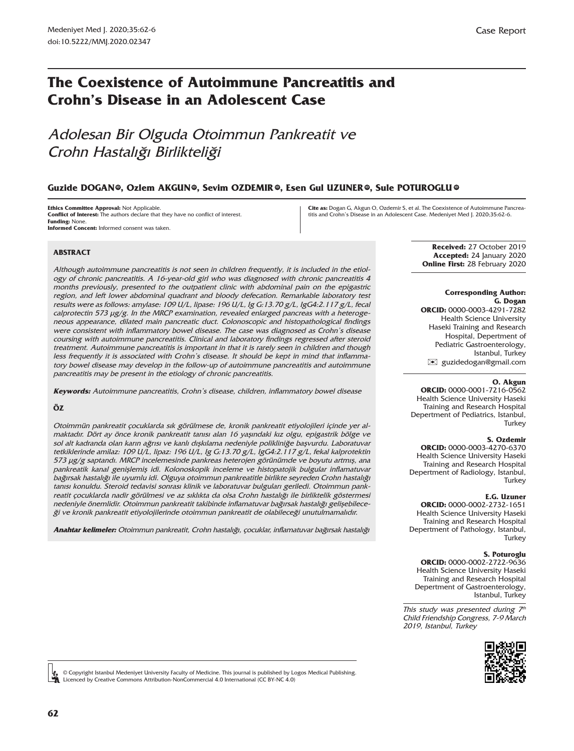Case Report

# The Coexistence of Autoimmune Pancreatitis and Crohn's Disease in an Adolescent Case

## *Adolesan Bir Olguda Otoimmun Pankreatit ve Crohn Hastalığı Birlikteliği*

**Guzide DOGAN, Ozlem AKGUN, Sevim OZDEMIR, Esen Gul UZUNER, Sule POTUROGLU**

**Ethics Committee Approval:** Not Applicable.
**Conflict of Interest:** The authors declare that they have no conflict of interest.
**Funding:** None.
**Informed Concent:** Informed consent was taken.

**Cite as:** Dogan G, Akgun O, Ozdemir S, et al. The Coexistence of Autoimmune Pancreatitis and Crohn's Disease in an Adolescent Case. Medeniyet Med J. 2020;35:62-6.

### ABSTRACT

*Although autoimmune pancreatitis is not seen in children frequently, it is included in the etiology of chronic pancreatitis. A 16-year-old girl who was diagnosed with chronic pancreatitis 4 months previously, presented to the outpatient clinic with abdominal pain on the epigastric region, and left lower abdominal quadrant and bloody defecation. Remarkable laboratory test results were as follows: amylase: 109 U/L, lipase: 196 U/L, Ig G:13.70 g/L, IgG4:2.117 g/L, fecal calprotectin 573 µg/g. In the MRCP examination, revealed enlarged pancreas with a heterogeneous appearance, dilated main pancreatic duct. Colonoscopic and histopathological findings were consistent with inflammatory bowel disease. The case was diagnosed as Crohn's disease coursing with autoimmune pancreatitis. Clinical and laboratory findings regressed after steroid treatment. Autoimmune pancreatitis is important in that it is rarely seen in children and though less frequently it is associated with Crohn's disease. It should be kept in mind that inflammatory bowel disease may develop in the follow-up of autoimmune pancreatitis and autoimmune pancreatitis may be present in the etiology of chronic pancreatitis.*

***Keywords:*** *Autoimmune pancreatitis, Crohn's disease, children, inflammatory bowel disease*

### ÖZ

*Otoimmün pankreatit çocuklarda sık görülmese de, kronik pankreatit etiyolojileri içinde yer almaktadır. Dört ay önce kronik pankreatit tanısı alan 16 yaşındaki kız olgu, epigastrik bölge ve sol alt kadranda olan karın ağrısı ve kanlı dışkılama nedeniyle polikliniğe başvurdu. Laboratuvar tetkiklerinde amilaz: 109 U/L, lipaz: 196 U/L, Ig G:13.70 g/L, IgG4:2.117 g/L, fekal kalprotektin 573 µg/g saptandı. MRCP incelemesinde pankreas heterojen görünümde ve boyutu artmış, ana pankreatik kanal genişlemiş idi. Kolonoskopik inceleme ve histopatojik bulgular inflamatuvar bağırsak hastalığı ile uyumlu idi. Olguya otoimmun pankreatitle birlikte seyreden Crohn hastalığı tanısı konuldu. Steroid tedavisi sonrası klinik ve laboratuvar bulguları geriledi. Otoimmun pankreatit çocuklarda nadir görülmesi ve az sıklıkta da olsa Crohn hastalığı ile birliktelik göstermesi nedeniyle önemlidir. Otoimmun pankreatit takibinde inflamatuvar bağırsak hastalığı gelişebileceği ve kronik pankreatit etiyolojilerinde otoimmun pankreatit de olabileceği unutulmamalıdır.*

***Anahtar kelimeler:*** *Otoimmun pankreatit, Crohn hastalığı, çocuklar, inflamatuvar bağırsak hastalığı*

**Received:** 27 October 2019
**Accepted:** 24 January 2020
**Online First:** 28 February 2020

**Corresponding Author:**
**G. Dogan**
**ORCID:** 0000-0003-4291-7282
Health Science University Haseki Training and Research Hospital, Depertment of Pediatric Gastroenterology, Istanbul, Turkey
guzidedogan@gmail.com

**O. Akgun**
**ORCID:** 0000-0001-7216-0562
Health Science University Haseki Training and Research Hospital Depertment of Pediatrics, Istanbul, Turkey

**S. Ozdemir**
**ORCID:** 0000-0003-4270-6370
Health Science University Haseki Training and Research Hospital Depertment of Radiology, Istanbul, Turkey

**E.G. Uzuner**
**ORCID:** 0000-0002-2732-1651
Health Science University Haseki Training and Research Hospital Depertment of Pathology, Istanbul, Turkey

**S. Poturoglu**
**ORCID:** 0000-0002-2722-9636
Health Science University Haseki Training and Research Hospital Depertment of Gastroenterology, Istanbul, Turkey

*This study was presented during 7th Child Friendship Congress, 7-9 March 2019, Istanbul, Turkey*

© Copyright Istanbul Medeniyet University Faculty of Medicine. This journal is published by Logos Medical Publishing. Licenced by Creative Commons Attribution-NonCommercial 4.0 International (CC BY-NC 4.0)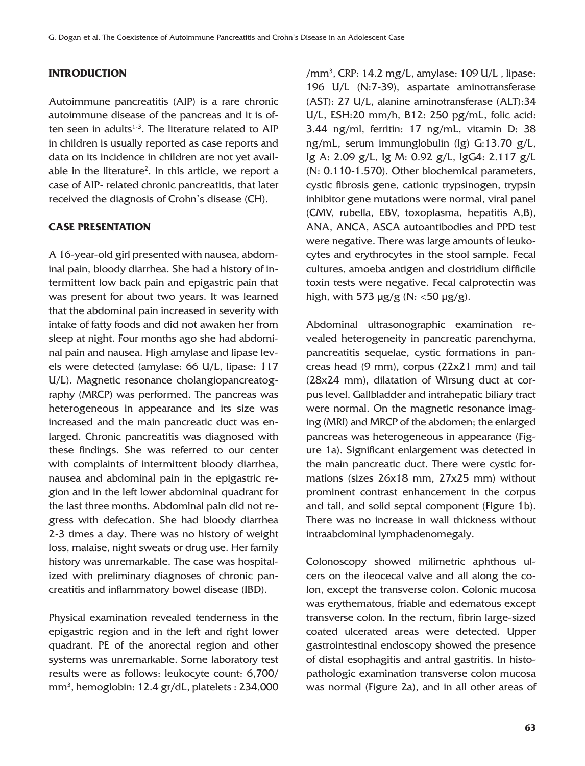## INTRODUCTION

Autoimmune pancreatitis (AIP) is a rare chronic autoimmune disease of the pancreas and it is often seen in adults[1-3]. The literature related to AIP in children is usually reported as case reports and data on its incidence in children are not yet available in the literature[2]. In this article, we report a case of AIP- related chronic pancreatitis, that later received the diagnosis of Crohn's disease (CH).

## CASE PRESENTATION

A 16-year-old girl presented with nausea, abdominal pain, bloody diarrhea. She had a history of intermittent low back pain and epigastric pain that was present for about two years. It was learned that the abdominal pain increased in severity with intake of fatty foods and did not awaken her from sleep at night. Four months ago she had abdominal pain and nausea. High amylase and lipase levels were detected (amylase: 66 U/L, lipase: 117 U/L). Magnetic resonance cholangiopancreatography (MRCP) was performed. The pancreas was heterogeneous in appearance and its size was increased and the main pancreatic duct was enlarged. Chronic pancreatitis was diagnosed with these findings. She was referred to our center with complaints of intermittent bloody diarrhea, nausea and abdominal pain in the epigastric region and in the left lower abdominal quadrant for the last three months. Abdominal pain did not regress with defecation. She had bloody diarrhea 2-3 times a day. There was no history of weight loss, malaise, night sweats or drug use. Her family history was unremarkable. The case was hospitalized with preliminary diagnoses of chronic pancreatitis and inflammatory bowel disease (IBD).

Physical examination revealed tenderness in the epigastric region and in the left and right lower quadrant. PE of the anorectal region and other systems was unremarkable. Some laboratory test results were as follows: leukocyte count: 6,700/ $mm^3$, hemoglobin: 12.4 gr/dL, platelets : 234,000 $/mm^3$, CRP: 14.2 mg/L, amylase: 109 U/L , lipase: 196 U/L (N:7-39), aspartate aminotransferase (AST): 27 U/L, alanine aminotransferase (ALT):34 U/L, ESH:20 mm/h, B12: 250 pg/mL, folic acid: 3.44 ng/ml, ferritin: 17 ng/mL, vitamin D: 38 ng/mL, serum immunglobulin (Ig) G:13.70 g/L, Ig A: 2.09 g/L, Ig M: 0.92 g/L, IgG4: 2.117 g/L (N: 0.110-1.570). Other biochemical parameters, cystic fibrosis gene, cationic trypsinogen, trypsin inhibitor gene mutations were normal, viral panel (CMV, rubella, EBV, toxoplasma, hepatitis A,B), ANA, ANCA, ASCA autoantibodies and PPD test were negative. There was large amounts of leukocytes and erythrocytes in the stool sample. Fecal cultures, amoeba antigen and clostridium difficile toxin tests were negative. Fecal calprotectin was high, with 573 µg/g (N: <50 µg/g).

Abdominal ultrasonographic examination revealed heterogeneity in pancreatic parenchyma, pancreatitis sequelae, cystic formations in pancreas head (9 mm), corpus (22x21 mm) and tail (28x24 mm), dilatation of Wirsung duct at corpus level. Gallbladder and intrahepatic biliary tract were normal. On the magnetic resonance imaging (MRI) and MRCP of the abdomen; the enlarged pancreas was heterogeneous in appearance (Figure 1a). Significant enlargement was detected in the main pancreatic duct. There were cystic formations (sizes 26x18 mm, 27x25 mm) without prominent contrast enhancement in the corpus and tail, and solid septal component (Figure 1b). There was no increase in wall thickness without intraabdominal lymphadenomegaly.

Colonoscopy showed milimetric aphthous ulcers on the ileocecal valve and all along the colon, except the transverse colon. Colonic mucosa was erythematous, friable and edematous except transverse colon. In the rectum, fibrin large-sized coated ulcerated areas were detected. Upper gastrointestinal endoscopy showed the presence of distal esophagitis and antral gastritis. In histopathologic examination transverse colon mucosa was normal (Figure 2a), and in all other areas of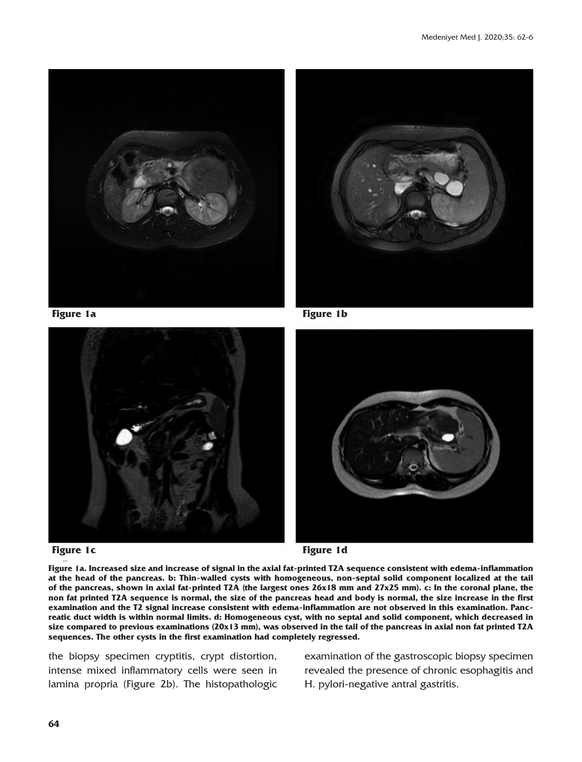Figure 1a

Figure 1b

Figure 1c

Figure 1d

**Figure 1a. Increased size and increase of signal in the axial fat-printed T2A sequence consistent with edema-inflammation at the head of the pancreas. b: Thin-walled cysts with homogeneous, non-septal solid component localized at the tail of the pancreas, shown in axial fat-printed T2A (the largest ones 26x18 mm and 27x25 mm). c: In the coronal plane, the non fat printed T2A sequence is normal, the size of the pancreas head and body is normal, the size increase in the first examination and the T2 signal increase consistent with edema-inflammation are not observed in this examination. Pancreatic duct width is within normal limits. d: Homogeneous cyst, with no septal and solid component, which decreased in size compared to previous examinations (20x13 mm), was observed in the tail of the pancreas in axial non fat printed T2A sequences. The other cysts in the first examination had completely regressed.**

the biopsy specimen cryptitis, crypt distortion, intense mixed inflammatory cells were seen in lamina propria (Figure 2b). The histopathologic examination of the gastroscopic biopsy specimen revealed the presence of chronic esophagitis and H. pylori-negative antral gastritis.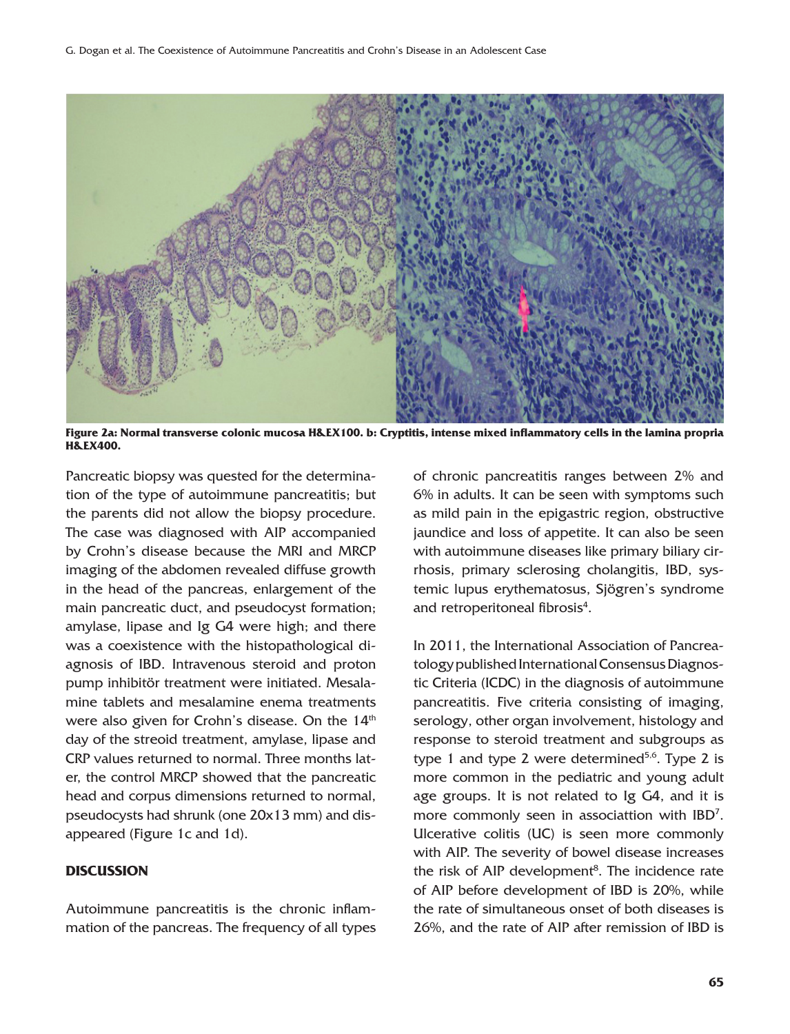**Figure 2a: Normal transverse colonic mucosa H&EX100. b: Cryptitis, intense mixed inflammatory cells in the lamina propria H&EX400.**

Pancreatic biopsy was quested for the determination of the type of autoimmune pancreatitis; but the parents did not allow the biopsy procedure. The case was diagnosed with AIP accompanied by Crohn's disease because the MRI and MRCP imaging of the abdomen revealed diffuse growth in the head of the pancreas, enlargement of the main pancreatic duct, and pseudocyst formation; amylase, lipase and Ig G4 were high; and there was a coexistence with the histopathological diagnosis of IBD. Intravenous steroid and proton pump inhibitör treatment were initiated. Mesalamine tablets and mesalamine enema treatments were also given for Crohn's disease. On the 14th day of the streoid treatment, amylase, lipase and CRP values returned to normal. Three months later, the control MRCP showed that the pancreatic head and corpus dimensions returned to normal, pseudocysts had shrunk (one 20x13 mm) and disappeared (Figure 1c and 1d).

## DISCUSSION

Autoimmune pancreatitis is the chronic inflammation of the pancreas. The frequency of all types of chronic pancreatitis ranges between 2% and 6% in adults. It can be seen with symptoms such as mild pain in the epigastric region, obstructive jaundice and loss of appetite. It can also be seen with autoimmune diseases like primary biliary cirrhosis, primary sclerosing cholangitis, IBD, systemic lupus erythematosus, Sjögren's syndrome and retroperitoneal fibrosis[4].

In 2011, the International Association of Pancreatology published International Consensus Diagnostic Criteria (ICDC) in the diagnosis of autoimmune pancreatitis. Five criteria consisting of imaging, serology, other organ involvement, histology and response to steroid treatment and subgroups as type 1 and type 2 were determined[5,6]. Type 2 is more common in the pediatric and young adult age groups. It is not related to Ig G4, and it is more commonly seen in associattion with IBD[7]. Ulcerative colitis (UC) is seen more commonly with AIP. The severity of bowel disease increases the risk of AIP development[8]. The incidence rate of AIP before development of IBD is 20%, while the rate of simultaneous onset of both diseases is 26%, and the rate of AIP after remission of IBD is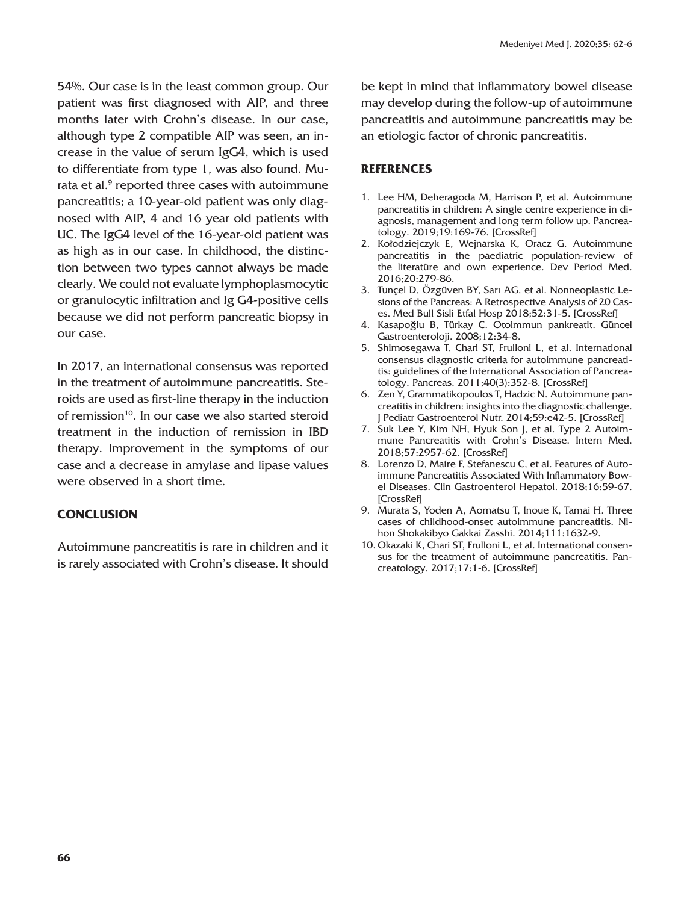54%. Our case is in the least common group. Our patient was first diagnosed with AIP, and three months later with Crohn's disease. In our case, although type 2 compatible AIP was seen, an increase in the value of serum IgG4, which is used to differentiate from type 1, was also found. Murata et al.[9] reported three cases with autoimmune pancreatitis; a 10-year-old patient was only diagnosed with AIP, 4 and 16 year old patients with UC. The IgG4 level of the 16-year-old patient was as high as in our case. In childhood, the distinction between two types cannot always be made clearly. We could not evaluate lymphoplasmocytic or granulocytic infiltration and Ig G4-positive cells because we did not perform pancreatic biopsy in our case.

In 2017, an international consensus was reported in the treatment of autoimmune pancreatitis. Steroids are used as first-line therapy in the induction of remission[10]. In our case we also started steroid treatment in the induction of remission in IBD therapy. Improvement in the symptoms of our case and a decrease in amylase and lipase values were observed in a short time.

## CONCLUSION

Autoimmune pancreatitis is rare in children and it is rarely associated with Crohn's disease. It should be kept in mind that inflammatory bowel disease may develop during the follow-up of autoimmune pancreatitis and autoimmune pancreatitis may be an etiologic factor of chronic pancreatitis.

## REFERENCES

1. Lee HM, Deheragoda M, Harrison P, et al. Autoimmune pancreatitis in children: A single centre experience in diagnosis, management and long term follow up. Pancreatology. 2019;19:169-76. [CrossRef]
2. Kołodziejczyk E, Wejnarska K, Oracz G. Autoimmune pancreatitis in the paediatric population-review of the literatüre and own experience. Dev Period Med. 2016;20:279-86.
3. Tunçel D, Özgüven BY, Sarı AG, et al. Nonneoplastic Lesions of the Pancreas: A Retrospective Analysis of 20 Cases. Med Bull Sisli Etfal Hosp 2018;52:31-5. [CrossRef]
4. Kasapoğlu B, Türkay C. Otoimmun pankreatit. Güncel Gastroenteroloji. 2008;12:34-8.
5. Shimosegawa T, Chari ST, Frulloni L, et al. International consensus diagnostic criteria for autoimmune pancreatitis: guidelines of the International Association of Pancreatology. Pancreas. 2011;40(3):352-8. [CrossRef]
6. Zen Y, Grammatikopoulos T, Hadzic N. Autoimmune pancreatitis in children: insights into the diagnostic challenge. J Pediatr Gastroenterol Nutr. 2014;59:e42-5. [CrossRef]
7. Suk Lee Y, Kim NH, Hyuk Son J, et al. Type 2 Autoimmune Pancreatitis with Crohn's Disease. Intern Med. 2018;57:2957-62. [CrossRef]
8. Lorenzo D, Maire F, Stefanescu C, et al. Features of Autoimmune Pancreatitis Associated With Inflammatory Bowel Diseases. Clin Gastroenterol Hepatol. 2018;16:59-67. [CrossRef]
9. Murata S, Yoden A, Aomatsu T, Inoue K, Tamai H. Three cases of childhood-onset autoimmune pancreatitis. Nihon Shokakibyo Gakkai Zasshi. 2014;111:1632-9.
10. Okazaki K, Chari ST, Frulloni L, et al. International consensus for the treatment of autoimmune pancreatitis. Pancreatology. 2017;17:1-6. [CrossRef]